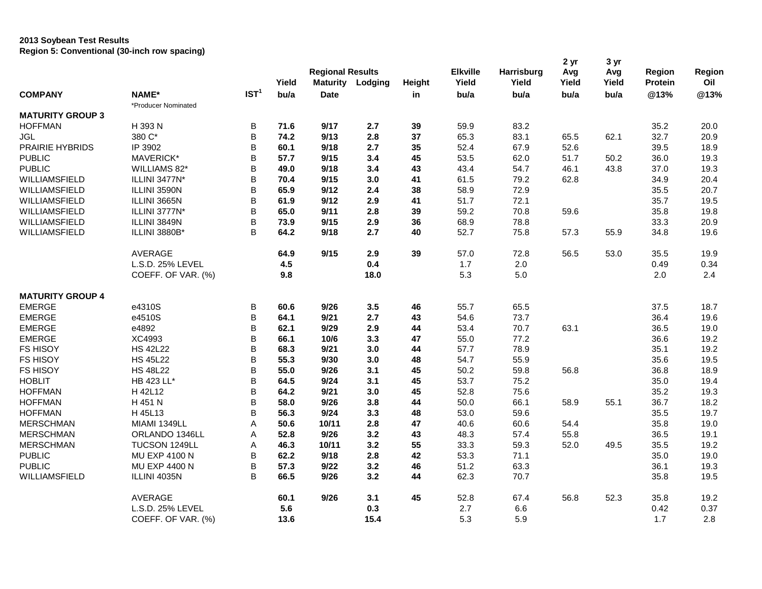**2013 Soybean Test Results**
**Region 5: Conventional (30-inch row spacing)**

| COMPANY | NAME* | IST[1] | Yield bu/a | Regional Results Maturity Date | Lodging | Height in | Elkville Yield bu/a | Harrisburg Yield bu/a | 2 yr Avg Yield bu/a | 3 yr Avg Yield bu/a | Region Protein @13% | Region Oil @13% |
|---|---|---|---|---|---|---|---|---|---|---|---|---|
| | *Producer Nominated | | | | | | | | | | | |
| **MATURITY GROUP 3** | | | | | | | | | | | | |
| HOFFMAN | H 393 N | B | **71.6** | **9/17** | **2.7** | **39** | 59.9 | 83.2 | | | 35.2 | 20.0 |
| JGL | 380 C* | B | **74.2** | **9/13** | **2.8** | **37** | 65.3 | 83.1 | 65.5 | 62.1 | 32.7 | 20.9 |
| PRAIRIE HYBRIDS | IP 3902 | B | **60.1** | **9/18** | **2.7** | **35** | 52.4 | 67.9 | 52.6 | | 39.5 | 18.9 |
| PUBLIC | MAVERICK* | B | **57.7** | **9/15** | **3.4** | **45** | 53.5 | 62.0 | 51.7 | 50.2 | 36.0 | 19.3 |
| PUBLIC | WILLIAMS 82* | B | **49.0** | **9/18** | **3.4** | **43** | 43.4 | 54.7 | 46.1 | 43.8 | 37.0 | 19.3 |
| WILLIAMSFIELD | ILLINI 3477N* | B | **70.4** | **9/15** | **3.0** | **41** | 61.5 | 79.2 | 62.8 | | 34.9 | 20.4 |
| WILLIAMSFIELD | ILLINI 3590N | B | **65.9** | **9/12** | **2.4** | **38** | 58.9 | 72.9 | | | 35.5 | 20.7 |
| WILLIAMSFIELD | ILLINI 3665N | B | **61.9** | **9/12** | **2.9** | **41** | 51.7 | 72.1 | | | 35.7 | 19.5 |
| WILLIAMSFIELD | ILLINI 3777N* | B | **65.0** | **9/11** | **2.8** | **39** | 59.2 | 70.8 | 59.6 | | 35.8 | 19.8 |
| WILLIAMSFIELD | ILLINI 3849N | B | **73.9** | **9/15** | **2.9** | **36** | 68.9 | 78.8 | | | 33.3 | 20.9 |
| WILLIAMSFIELD | ILLINI 3880B* | B | **64.2** | **9/18** | **2.7** | **40** | 52.7 | 75.8 | 57.3 | 55.9 | 34.8 | 19.6 |
| | AVERAGE | | **64.9** | **9/15** | **2.9** | **39** | 57.0 | 72.8 | 56.5 | 53.0 | 35.5 | 19.9 |
| | L.S.D. 25% LEVEL | | **4.5** | | **0.4** | | 1.7 | 2.0 | | | 0.49 | 0.34 |
| | COEFF. OF VAR. (%) | | **9.8** | | **18.0** | | 5.3 | 5.0 | | | 2.0 | 2.4 |
| **MATURITY GROUP 4** | | | | | | | | | | | | |
| EMERGE | e4310S | B | **60.6** | **9/26** | **3.5** | **46** | 55.7 | 65.5 | | | 37.5 | 18.7 |
| EMERGE | e4510S | B | **64.1** | **9/21** | **2.7** | **43** | 54.6 | 73.7 | | | 36.4 | 19.6 |
| EMERGE | e4892 | B | **62.1** | **9/29** | **2.9** | **44** | 53.4 | 70.7 | 63.1 | | 36.5 | 19.0 |
| EMERGE | XC4993 | B | **66.1** | **10/6** | **3.3** | **47** | 55.0 | 77.2 | | | 36.6 | 19.2 |
| FS HISOY | HS 42L22 | B | **68.3** | **9/21** | **3.0** | **44** | 57.7 | 78.9 | | | 35.1 | 19.2 |
| FS HISOY | HS 45L22 | B | **55.3** | **9/30** | **3.0** | **48** | 54.7 | 55.9 | | | 35.6 | 19.5 |
| FS HISOY | HS 48L22 | B | **55.0** | **9/26** | **3.1** | **45** | 50.2 | 59.8 | 56.8 | | 36.8 | 18.9 |
| HOBLIT | HB 423 LL* | B | **64.5** | **9/24** | **3.1** | **45** | 53.7 | 75.2 | | | 35.0 | 19.4 |
| HOFFMAN | H 42L12 | B | **64.2** | **9/21** | **3.0** | **45** | 52.8 | 75.6 | | | 35.2 | 19.3 |
| HOFFMAN | H 451 N | B | **58.0** | **9/26** | **3.8** | **44** | 50.0 | 66.1 | 58.9 | 55.1 | 36.7 | 18.2 |
| HOFFMAN | H 45L13 | B | **56.3** | **9/24** | **3.3** | **48** | 53.0 | 59.6 | | | 35.5 | 19.7 |
| MERSCHMAN | MIAMI 1349LL | A | **50.6** | **10/11** | **2.8** | **47** | 40.6 | 60.6 | 54.4 | | 35.8 | 19.0 |
| MERSCHMAN | ORLANDO 1346LL | A | **52.8** | **9/26** | **3.2** | **43** | 48.3 | 57.4 | 55.8 | | 36.5 | 19.1 |
| MERSCHMAN | TUCSON 1249LL | A | **46.3** | **10/11** | **3.2** | **55** | 33.3 | 59.3 | 52.0 | 49.5 | 35.5 | 19.2 |
| PUBLIC | MU EXP 4100 N | B | **62.2** | **9/18** | **2.8** | **42** | 53.3 | 71.1 | | | 35.0 | 19.0 |
| PUBLIC | MU EXP 4400 N | B | **57.3** | **9/22** | **3.2** | **46** | 51.2 | 63.3 | | | 36.1 | 19.3 |
| WILLIAMSFIELD | ILLINI 4035N | B | **66.5** | **9/26** | **3.2** | **44** | 62.3 | 70.7 | | | 35.8 | 19.5 |
| | AVERAGE | | **60.1** | **9/26** | **3.1** | **45** | 52.8 | 67.4 | 56.8 | 52.3 | 35.8 | 19.2 |
| | L.S.D. 25% LEVEL | | **5.6** | | **0.3** | | 2.7 | 6.6 | | | 0.42 | 0.37 |
| | COEFF. OF VAR. (%) | | **13.6** | | **15.4** | | 5.3 | 5.9 | | | 1.7 | 2.8 |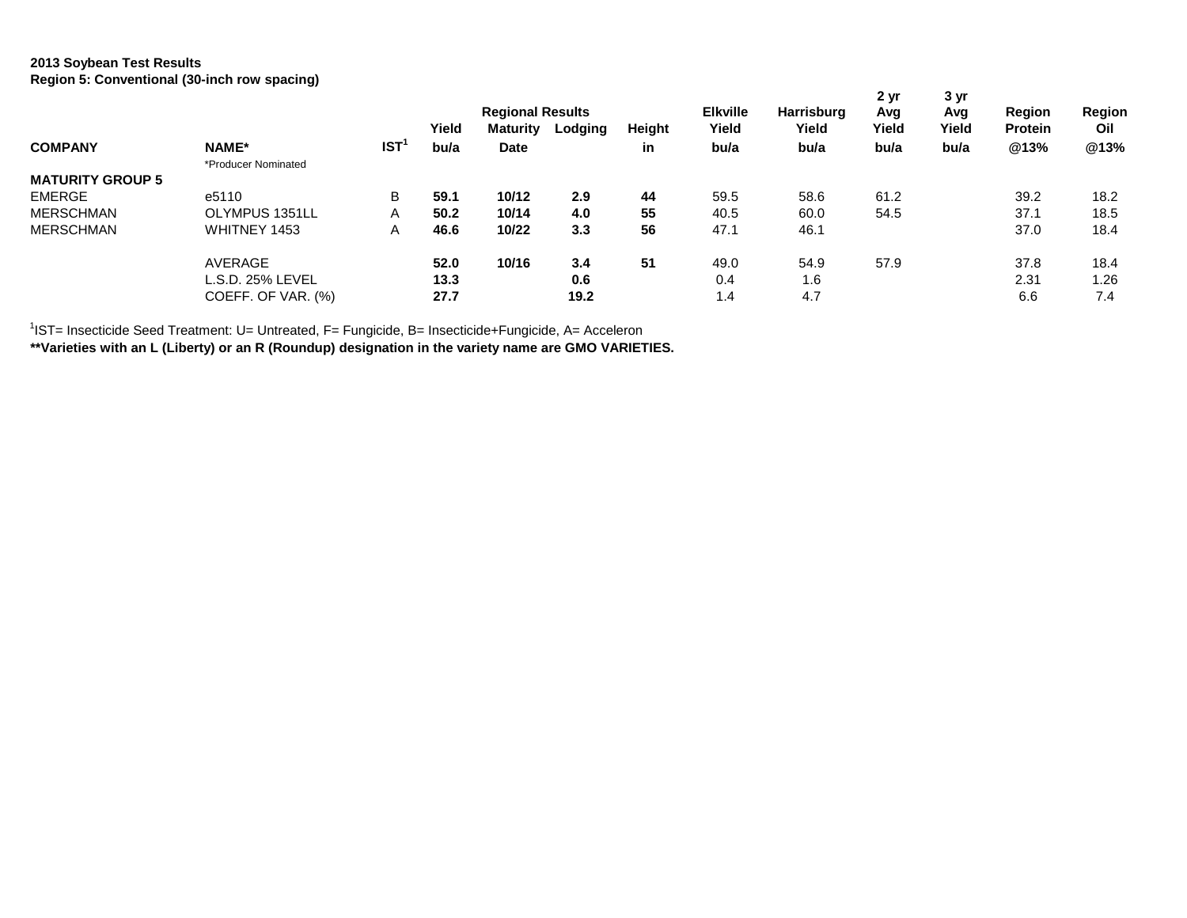**2013 Soybean Test Results**
**Region 5: Conventional (30-inch row spacing)**

| COMPANY | NAME* | IST[1] | Yield bu/a | Regional Results Maturity Date | Lodging | Height in | Elkville Yield bu/a | Harrisburg Yield bu/a | 2 yr Avg Yield bu/a | 3 yr Avg Yield bu/a | Region Protein @13% | Region Oil @13% |
|---|---|---|---|---|---|---|---|---|---|---|---|---|
| | *Producer Nominated | | | | | | | | | | | |
| **MATURITY GROUP 5** | | | | | | | | | | | | |
| EMERGE | e5110 | B | **59.1** | **10/12** | **2.9** | **44** | 59.5 | 58.6 | 61.2 | | 39.2 | 18.2 |
| MERSCHMAN | OLYMPUS 1351LL | A | **50.2** | **10/14** | **4.0** | **55** | 40.5 | 60.0 | 54.5 | | 37.1 | 18.5 |
| MERSCHMAN | WHITNEY 1453 | A | **46.6** | **10/22** | **3.3** | **56** | 47.1 | 46.1 | | | 37.0 | 18.4 |
| | AVERAGE | | **52.0** | **10/16** | **3.4** | **51** | 49.0 | 54.9 | 57.9 | | 37.8 | 18.4 |
| | L.S.D. 25% LEVEL | | **13.3** | | **0.6** | | 0.4 | 1.6 | | | 2.31 | 1.26 |
| | COEFF. OF VAR. (%) | | **27.7** | | **19.2** | | 1.4 | 4.7 | | | 6.6 | 7.4 |

[1]IST= Insecticide Seed Treatment: U= Untreated, F= Fungicide, B= Insecticide+Fungicide, A= Acceleron

**\*\*Varieties with an L (Liberty) or an R (Roundup) designation in the variety name are GMO VARIETIES.**